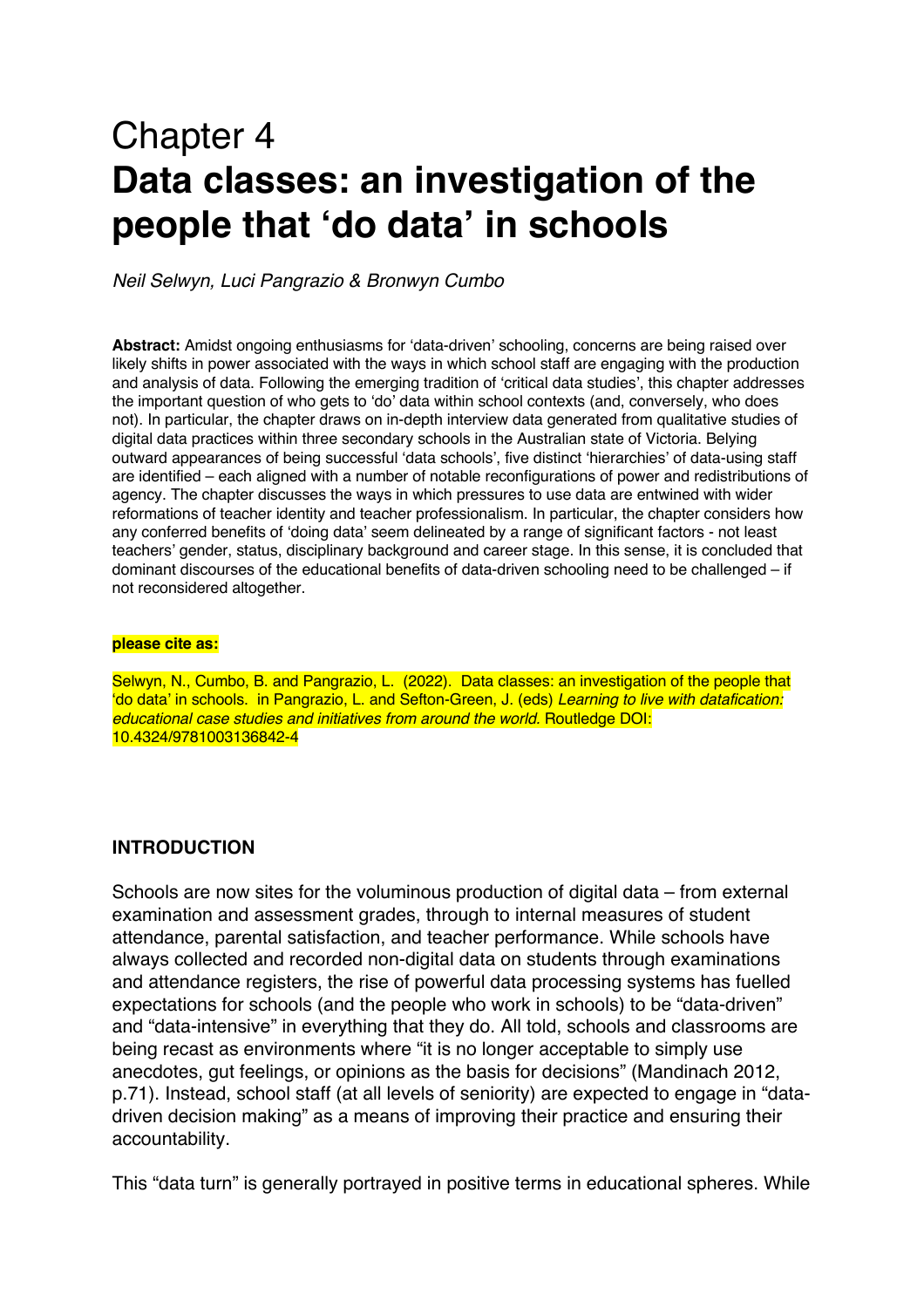# Chapter 4
# **Data classes: an investigation of the people that 'do data' in schools**

*Neil Selwyn, Luci Pangrazio & Bronwyn Cumbo*

**Abstract:** Amidst ongoing enthusiasms for 'data-driven' schooling, concerns are being raised over likely shifts in power associated with the ways in which school staff are engaging with the production and analysis of data. Following the emerging tradition of 'critical data studies', this chapter addresses the important question of who gets to 'do' data within school contexts (and, conversely, who does not). In particular, the chapter draws on in-depth interview data generated from qualitative studies of digital data practices within three secondary schools in the Australian state of Victoria. Belying outward appearances of being successful 'data schools', five distinct 'hierarchies' of data-using staff are identified – each aligned with a number of notable reconfigurations of power and redistributions of agency. The chapter discusses the ways in which pressures to use data are entwined with wider reformations of teacher identity and teacher professionalism. In particular, the chapter considers how any conferred benefits of 'doing data' seem delineated by a range of significant factors - not least teachers' gender, status, disciplinary background and career stage. In this sense, it is concluded that dominant discourses of the educational benefits of data-driven schooling need to be challenged – if not reconsidered altogether.

**please cite as:**

Selwyn, N., Cumbo, B. and Pangrazio, L. (2022). Data classes: an investigation of the people that 'do data' in schools. in Pangrazio, L. and Sefton-Green, J. (eds) *Learning to live with datafication: educational case studies and initiatives from around the world.* Routledge DOI: 10.4324/9781003136842-4

## **INTRODUCTION**

Schools are now sites for the voluminous production of digital data – from external examination and assessment grades, through to internal measures of student attendance, parental satisfaction, and teacher performance. While schools have always collected and recorded non-digital data on students through examinations and attendance registers, the rise of powerful data processing systems has fuelled expectations for schools (and the people who work in schools) to be "data-driven" and "data-intensive" in everything that they do. All told, schools and classrooms are being recast as environments where "it is no longer acceptable to simply use anecdotes, gut feelings, or opinions as the basis for decisions" (Mandinach 2012, p.71). Instead, school staff (at all levels of seniority) are expected to engage in "data-driven decision making" as a means of improving their practice and ensuring their accountability.

This "data turn" is generally portrayed in positive terms in educational spheres. While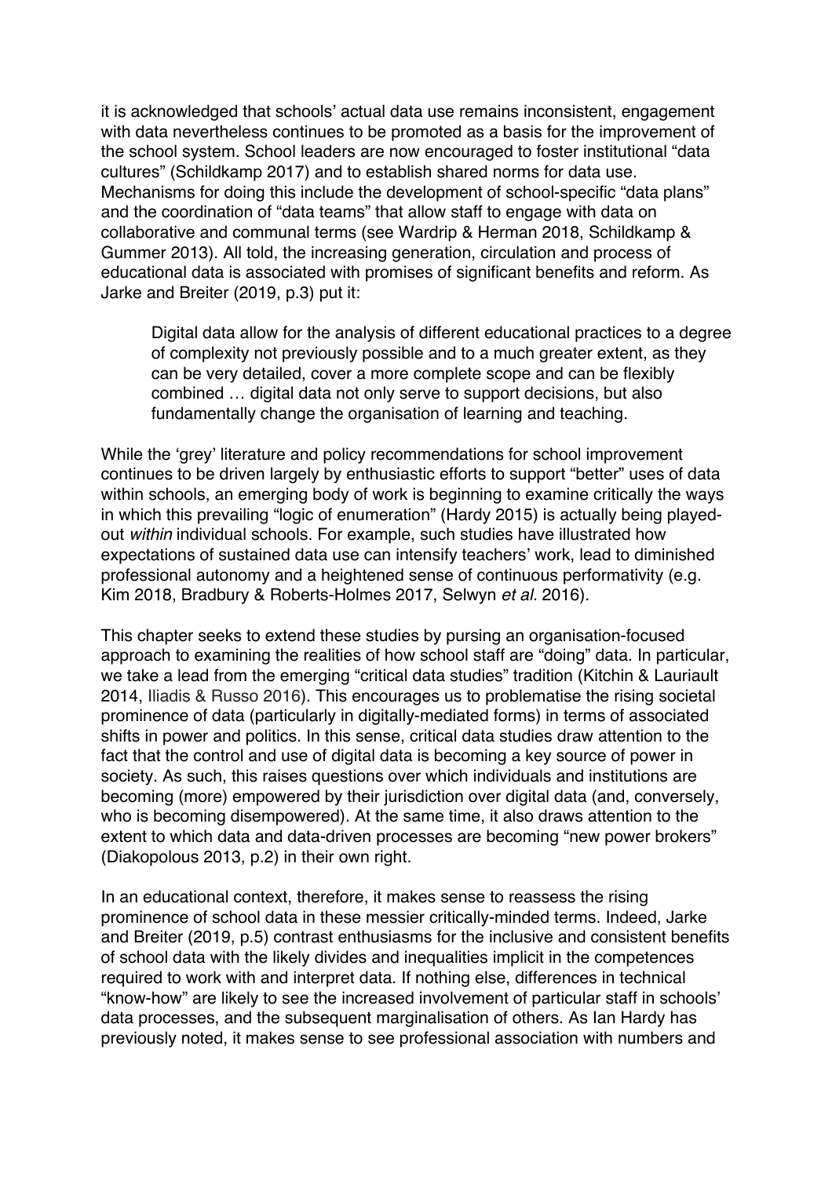it is acknowledged that schools' actual data use remains inconsistent, engagement with data nevertheless continues to be promoted as a basis for the improvement of the school system. School leaders are now encouraged to foster institutional "data cultures" (Schildkamp 2017) and to establish shared norms for data use. Mechanisms for doing this include the development of school-specific "data plans" and the coordination of "data teams" that allow staff to engage with data on collaborative and communal terms (see Wardrip & Herman 2018, Schildkamp & Gummer 2013). All told, the increasing generation, circulation and process of educational data is associated with promises of significant benefits and reform. As Jarke and Breiter (2019, p.3) put it:

> Digital data allow for the analysis of different educational practices to a degree of complexity not previously possible and to a much greater extent, as they can be very detailed, cover a more complete scope and can be flexibly combined … digital data not only serve to support decisions, but also fundamentally change the organisation of learning and teaching.

While the 'grey' literature and policy recommendations for school improvement continues to be driven largely by enthusiastic efforts to support "better" uses of data within schools, an emerging body of work is beginning to examine critically the ways in which this prevailing "logic of enumeration" (Hardy 2015) is actually being played-out *within* individual schools. For example, such studies have illustrated how expectations of sustained data use can intensify teachers' work, lead to diminished professional autonomy and a heightened sense of continuous performativity (e.g. Kim 2018, Bradbury & Roberts-Holmes 2017, Selwyn *et al.* 2016).

This chapter seeks to extend these studies by pursing an organisation-focused approach to examining the realities of how school staff are "doing" data. In particular, we take a lead from the emerging "critical data studies" tradition (Kitchin & Lauriault 2014, Iliadis & Russo 2016). This encourages us to problematise the rising societal prominence of data (particularly in digitally-mediated forms) in terms of associated shifts in power and politics. In this sense, critical data studies draw attention to the fact that the control and use of digital data is becoming a key source of power in society. As such, this raises questions over which individuals and institutions are becoming (more) empowered by their jurisdiction over digital data (and, conversely, who is becoming disempowered). At the same time, it also draws attention to the extent to which data and data-driven processes are becoming "new power brokers" (Diakopolous 2013, p.2) in their own right.

In an educational context, therefore, it makes sense to reassess the rising prominence of school data in these messier critically-minded terms. Indeed, Jarke and Breiter (2019, p.5) contrast enthusiasms for the inclusive and consistent benefits of school data with the likely divides and inequalities implicit in the competences required to work with and interpret data. If nothing else, differences in technical "know-how" are likely to see the increased involvement of particular staff in schools' data processes, and the subsequent marginalisation of others. As Ian Hardy has previously noted, it makes sense to see professional association with numbers and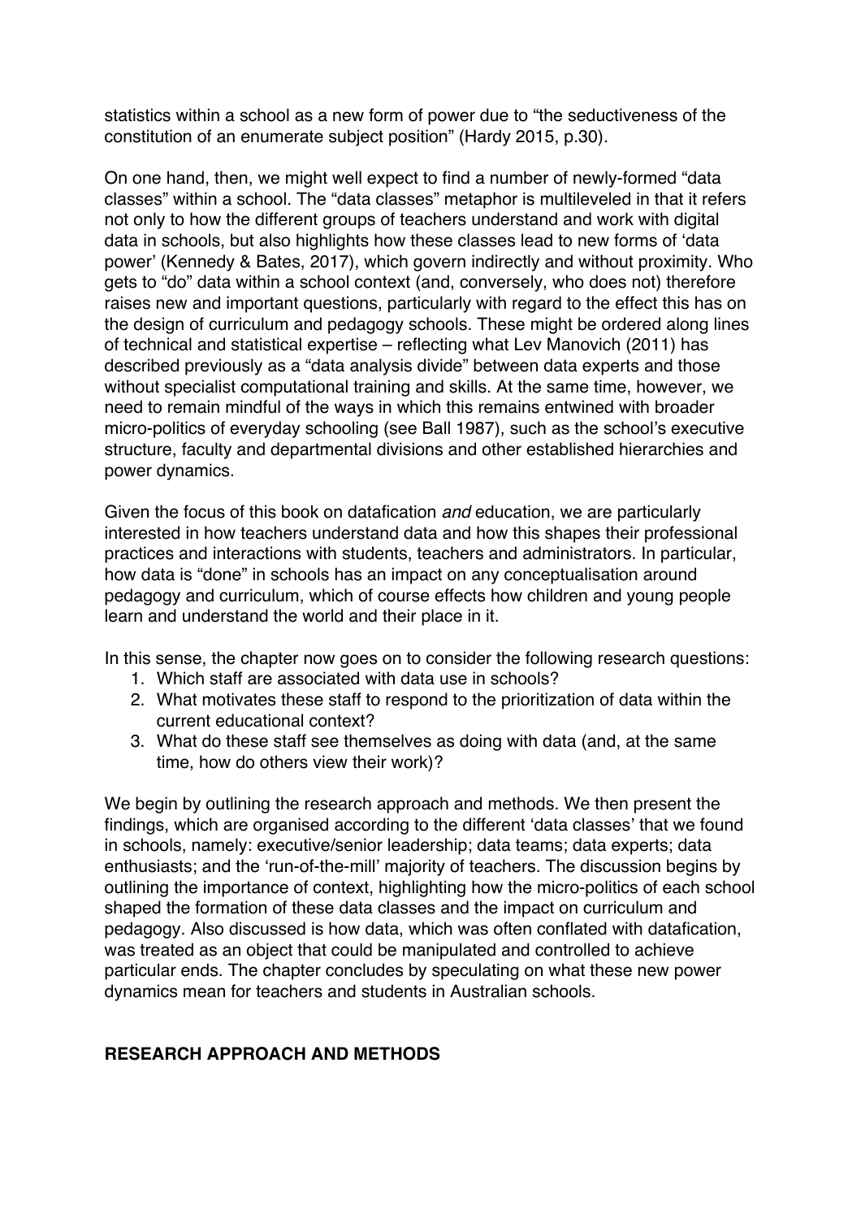statistics within a school as a new form of power due to "the seductiveness of the constitution of an enumerate subject position" (Hardy 2015, p.30).

On one hand, then, we might well expect to find a number of newly-formed "data classes" within a school. The "data classes" metaphor is multileveled in that it refers not only to how the different groups of teachers understand and work with digital data in schools, but also highlights how these classes lead to new forms of 'data power' (Kennedy & Bates, 2017), which govern indirectly and without proximity. Who gets to "do" data within a school context (and, conversely, who does not) therefore raises new and important questions, particularly with regard to the effect this has on the design of curriculum and pedagogy schools. These might be ordered along lines of technical and statistical expertise – reflecting what Lev Manovich (2011) has described previously as a "data analysis divide" between data experts and those without specialist computational training and skills. At the same time, however, we need to remain mindful of the ways in which this remains entwined with broader micro-politics of everyday schooling (see Ball 1987), such as the school's executive structure, faculty and departmental divisions and other established hierarchies and power dynamics.

Given the focus of this book on datafication *and* education, we are particularly interested in how teachers understand data and how this shapes their professional practices and interactions with students, teachers and administrators. In particular, how data is "done" in schools has an impact on any conceptualisation around pedagogy and curriculum, which of course effects how children and young people learn and understand the world and their place in it.

In this sense, the chapter now goes on to consider the following research questions:

1. Which staff are associated with data use in schools?
2. What motivates these staff to respond to the prioritization of data within the current educational context?
3. What do these staff see themselves as doing with data (and, at the same time, how do others view their work)?

We begin by outlining the research approach and methods. We then present the findings, which are organised according to the different 'data classes' that we found in schools, namely: executive/senior leadership; data teams; data experts; data enthusiasts; and the 'run-of-the-mill' majority of teachers. The discussion begins by outlining the importance of context, highlighting how the micro-politics of each school shaped the formation of these data classes and the impact on curriculum and pedagogy. Also discussed is how data, which was often conflated with datafication, was treated as an object that could be manipulated and controlled to achieve particular ends. The chapter concludes by speculating on what these new power dynamics mean for teachers and students in Australian schools.

## RESEARCH APPROACH AND METHODS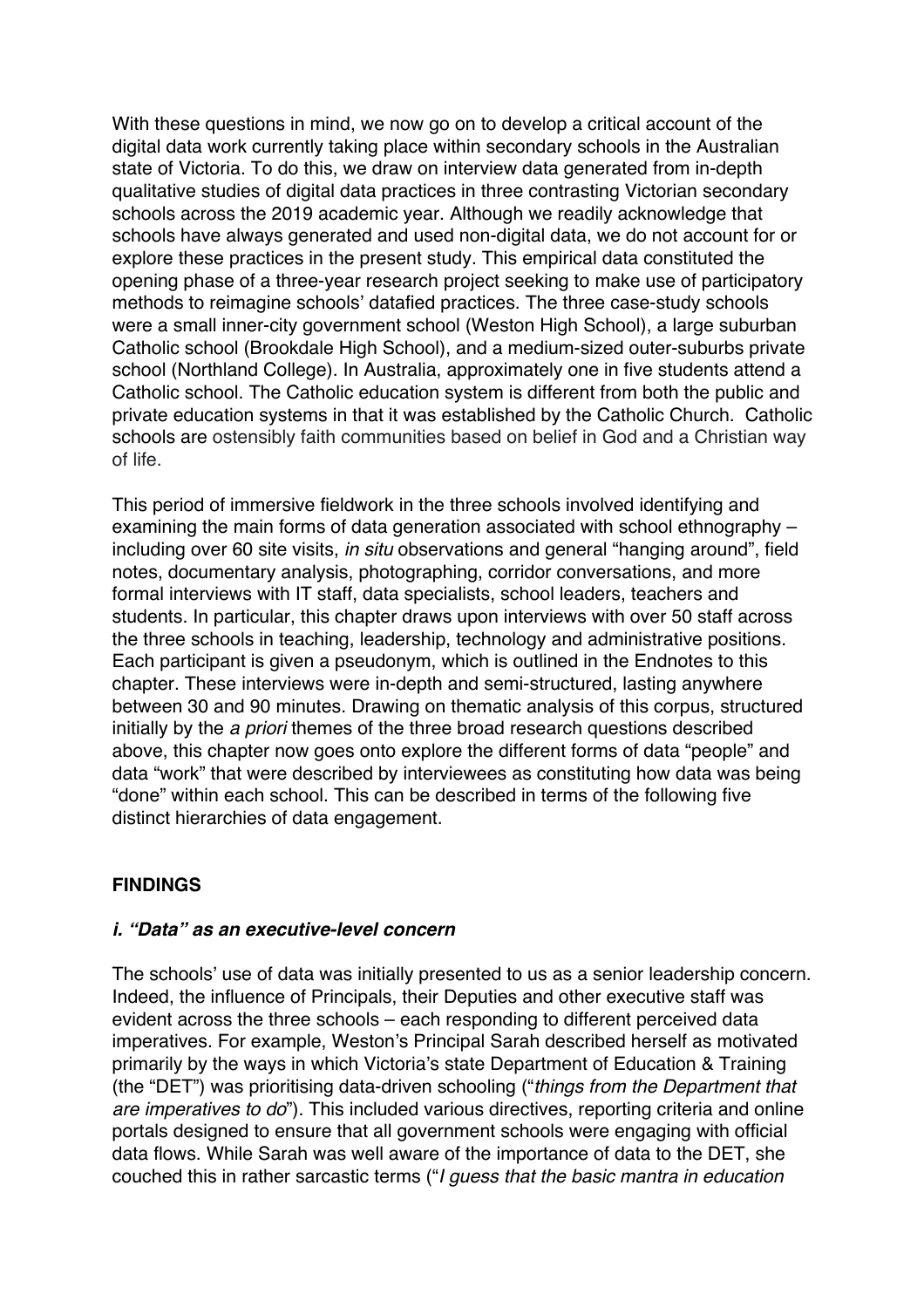With these questions in mind, we now go on to develop a critical account of the digital data work currently taking place within secondary schools in the Australian state of Victoria. To do this, we draw on interview data generated from in-depth qualitative studies of digital data practices in three contrasting Victorian secondary schools across the 2019 academic year. Although we readily acknowledge that schools have always generated and used non-digital data, we do not account for or explore these practices in the present study. This empirical data constituted the opening phase of a three-year research project seeking to make use of participatory methods to reimagine schools' datafied practices. The three case-study schools were a small inner-city government school (Weston High School), a large suburban Catholic school (Brookdale High School), and a medium-sized outer-suburbs private school (Northland College). In Australia, approximately one in five students attend a Catholic school. The Catholic education system is different from both the public and private education systems in that it was established by the Catholic Church. Catholic schools are ostensibly faith communities based on belief in God and a Christian way of life.

This period of immersive fieldwork in the three schools involved identifying and examining the main forms of data generation associated with school ethnography – including over 60 site visits, *in situ* observations and general "hanging around", field notes, documentary analysis, photographing, corridor conversations, and more formal interviews with IT staff, data specialists, school leaders, teachers and students. In particular, this chapter draws upon interviews with over 50 staff across the three schools in teaching, leadership, technology and administrative positions. Each participant is given a pseudonym, which is outlined in the Endnotes to this chapter. These interviews were in-depth and semi-structured, lasting anywhere between 30 and 90 minutes. Drawing on thematic analysis of this corpus, structured initially by the *a priori* themes of the three broad research questions described above, this chapter now goes onto explore the different forms of data "people" and data "work" that were described by interviewees as constituting how data was being "done" within each school. This can be described in terms of the following five distinct hierarchies of data engagement.

## FINDINGS

### *i. "Data" as an executive-level concern*

The schools' use of data was initially presented to us as a senior leadership concern. Indeed, the influence of Principals, their Deputies and other executive staff was evident across the three schools – each responding to different perceived data imperatives. For example, Weston's Principal Sarah described herself as motivated primarily by the ways in which Victoria's state Department of Education & Training (the "DET") was prioritising data-driven schooling ("*things from the Department that are imperatives to do*"). This included various directives, reporting criteria and online portals designed to ensure that all government schools were engaging with official data flows. While Sarah was well aware of the importance of data to the DET, she couched this in rather sarcastic terms ("*I guess that the basic mantra in education*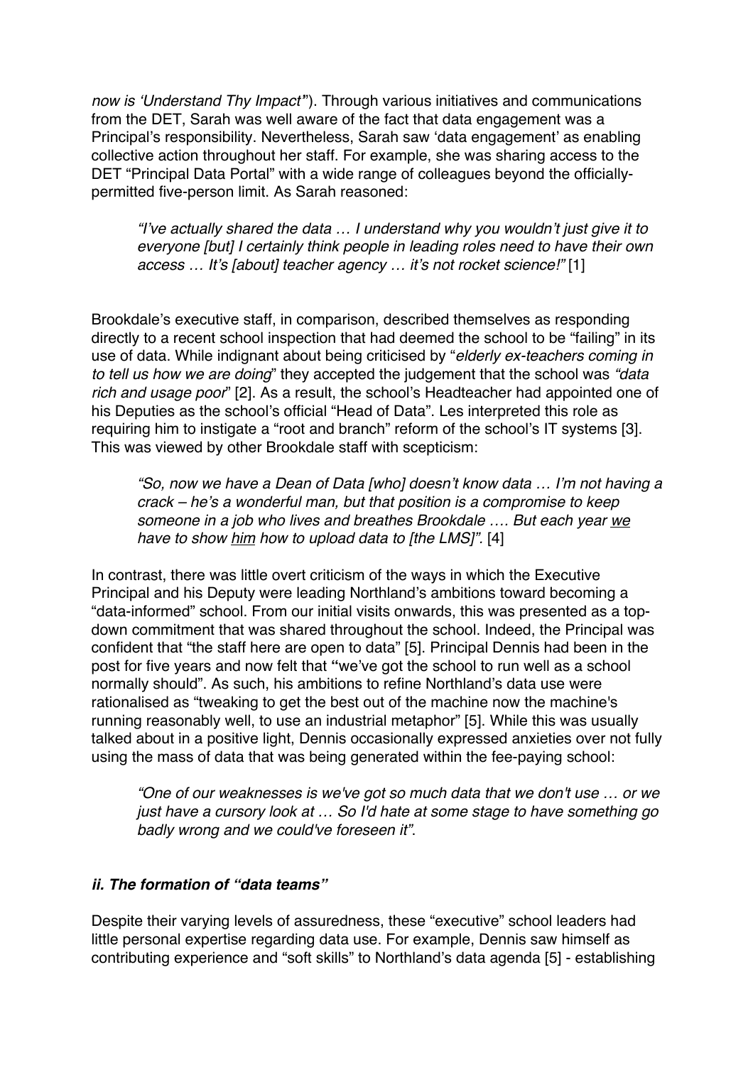*now is 'Understand Thy Impact'*"). Through various initiatives and communications from the DET, Sarah was well aware of the fact that data engagement was a Principal's responsibility. Nevertheless, Sarah saw 'data engagement' as enabling collective action throughout her staff. For example, she was sharing access to the DET "Principal Data Portal" with a wide range of colleagues beyond the officially-permitted five-person limit. As Sarah reasoned:

> *"I've actually shared the data … I understand why you wouldn't just give it to everyone [but] I certainly think people in leading roles need to have their own access … It's [about] teacher agency … it's not rocket science!"* [1]

Brookdale's executive staff, in comparison, described themselves as responding directly to a recent school inspection that had deemed the school to be "failing" in its use of data. While indignant about being criticised by "*elderly ex-teachers coming in to tell us how we are doing*" they accepted the judgement that the school was *"data rich and usage poor*" [2]. As a result, the school's Headteacher had appointed one of his Deputies as the school's official "Head of Data". Les interpreted this role as requiring him to instigate a "root and branch" reform of the school's IT systems [3]. This was viewed by other Brookdale staff with scepticism:

> *"So, now we have a Dean of Data [who] doesn't know data … I'm not having a crack – he's a wonderful man, but that position is a compromise to keep someone in a job who lives and breathes Brookdale …. But each year <u>we</u> have to show <u>him</u> how to upload data to [the LMS]".* [4]

In contrast, there was little overt criticism of the ways in which the Executive Principal and his Deputy were leading Northland's ambitions toward becoming a "data-informed" school. From our initial visits onwards, this was presented as a top-down commitment that was shared throughout the school. Indeed, the Principal was confident that "the staff here are open to data" [5]. Principal Dennis had been in the post for five years and now felt that "we've got the school to run well as a school normally should". As such, his ambitions to refine Northland's data use were rationalised as "tweaking to get the best out of the machine now the machine's running reasonably well, to use an industrial metaphor" [5]. While this was usually talked about in a positive light, Dennis occasionally expressed anxieties over not fully using the mass of data that was being generated within the fee-paying school:

> *"One of our weaknesses is we've got so much data that we don't use … or we just have a cursory look at … So I'd hate at some stage to have something go badly wrong and we could've foreseen it".*

### *ii. The formation of "data teams"*

Despite their varying levels of assuredness, these "executive" school leaders had little personal expertise regarding data use. For example, Dennis saw himself as contributing experience and "soft skills" to Northland's data agenda [5] - establishing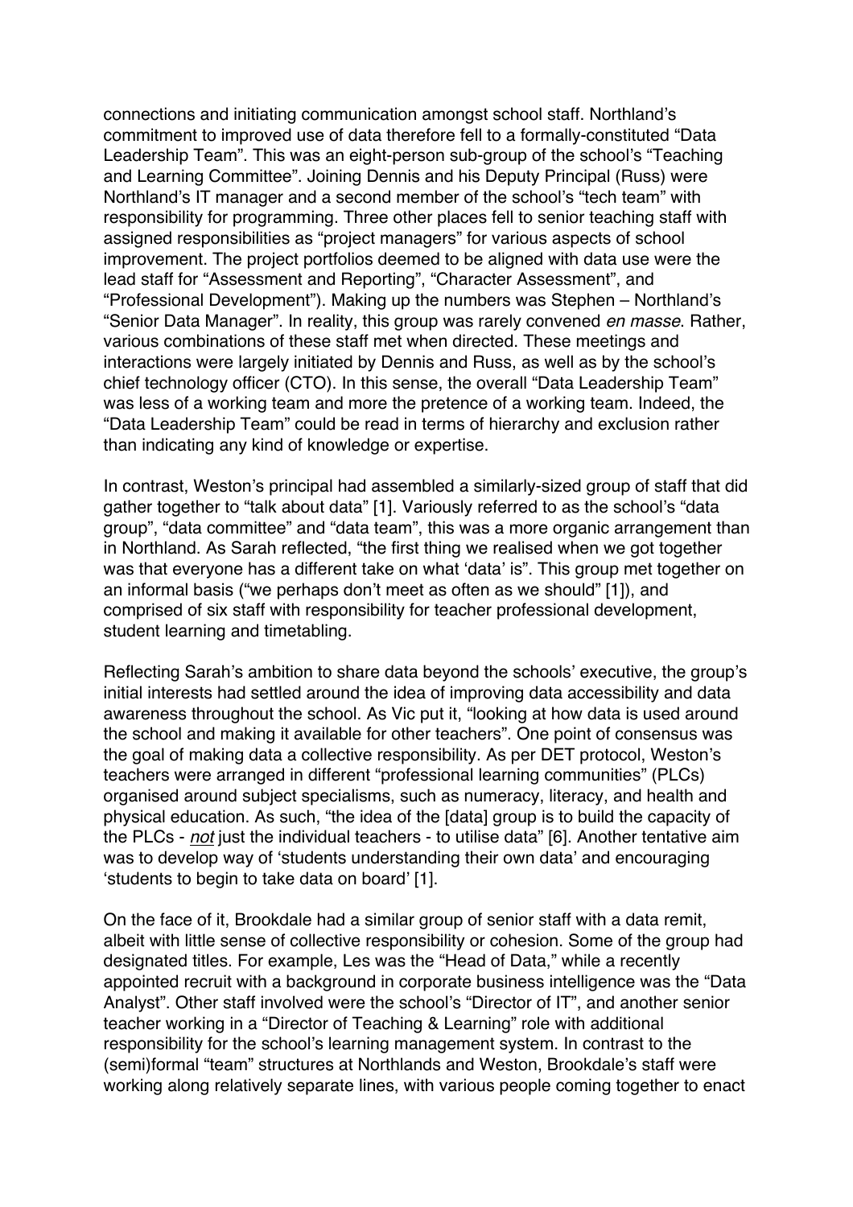connections and initiating communication amongst school staff. Northland's commitment to improved use of data therefore fell to a formally-constituted "Data Leadership Team". This was an eight-person sub-group of the school's "Teaching and Learning Committee". Joining Dennis and his Deputy Principal (Russ) were Northland's IT manager and a second member of the school's "tech team" with responsibility for programming. Three other places fell to senior teaching staff with assigned responsibilities as "project managers" for various aspects of school improvement. The project portfolios deemed to be aligned with data use were the lead staff for "Assessment and Reporting", "Character Assessment", and "Professional Development"). Making up the numbers was Stephen – Northland's "Senior Data Manager". In reality, this group was rarely convened *en masse*. Rather, various combinations of these staff met when directed. These meetings and interactions were largely initiated by Dennis and Russ, as well as by the school's chief technology officer (CTO). In this sense, the overall "Data Leadership Team" was less of a working team and more the pretence of a working team. Indeed, the "Data Leadership Team" could be read in terms of hierarchy and exclusion rather than indicating any kind of knowledge or expertise.

In contrast, Weston's principal had assembled a similarly-sized group of staff that did gather together to "talk about data" [1]. Variously referred to as the school's "data group", "data committee" and "data team", this was a more organic arrangement than in Northland. As Sarah reflected, "the first thing we realised when we got together was that everyone has a different take on what 'data' is". This group met together on an informal basis ("we perhaps don't meet as often as we should" [1]), and comprised of six staff with responsibility for teacher professional development, student learning and timetabling.

Reflecting Sarah's ambition to share data beyond the schools' executive, the group's initial interests had settled around the idea of improving data accessibility and data awareness throughout the school. As Vic put it, "looking at how data is used around the school and making it available for other teachers". One point of consensus was the goal of making data a collective responsibility. As per DET protocol, Weston's teachers were arranged in different "professional learning communities" (PLCs) organised around subject specialisms, such as numeracy, literacy, and health and physical education. As such, "the idea of the [data] group is to build the capacity of the PLCs - *not* just the individual teachers - to utilise data" [6]. Another tentative aim was to develop way of 'students understanding their own data' and encouraging 'students to begin to take data on board' [1].

On the face of it, Brookdale had a similar group of senior staff with a data remit, albeit with little sense of collective responsibility or cohesion. Some of the group had designated titles. For example, Les was the "Head of Data," while a recently appointed recruit with a background in corporate business intelligence was the "Data Analyst". Other staff involved were the school's "Director of IT", and another senior teacher working in a "Director of Teaching & Learning" role with additional responsibility for the school's learning management system. In contrast to the (semi)formal "team" structures at Northlands and Weston, Brookdale's staff were working along relatively separate lines, with various people coming together to enact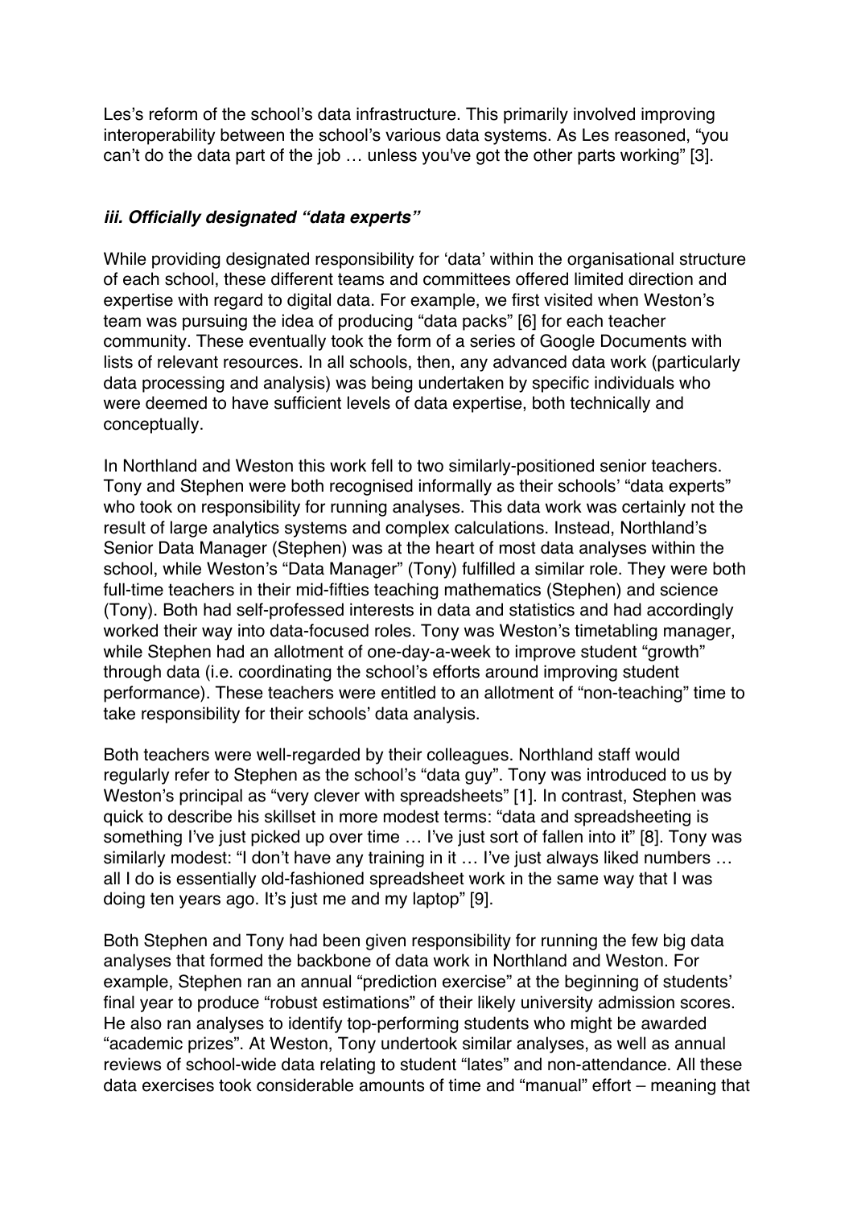Les's reform of the school's data infrastructure. This primarily involved improving interoperability between the school's various data systems. As Les reasoned, "you can't do the data part of the job … unless you've got the other parts working" [3].

### *iii. Officially designated "data experts"*

While providing designated responsibility for 'data' within the organisational structure of each school, these different teams and committees offered limited direction and expertise with regard to digital data. For example, we first visited when Weston's team was pursuing the idea of producing "data packs" [6] for each teacher community. These eventually took the form of a series of Google Documents with lists of relevant resources. In all schools, then, any advanced data work (particularly data processing and analysis) was being undertaken by specific individuals who were deemed to have sufficient levels of data expertise, both technically and conceptually.

In Northland and Weston this work fell to two similarly-positioned senior teachers. Tony and Stephen were both recognised informally as their schools' "data experts" who took on responsibility for running analyses. This data work was certainly not the result of large analytics systems and complex calculations. Instead, Northland's Senior Data Manager (Stephen) was at the heart of most data analyses within the school, while Weston's "Data Manager" (Tony) fulfilled a similar role. They were both full-time teachers in their mid-fifties teaching mathematics (Stephen) and science (Tony). Both had self-professed interests in data and statistics and had accordingly worked their way into data-focused roles. Tony was Weston's timetabling manager, while Stephen had an allotment of one-day-a-week to improve student "growth" through data (i.e. coordinating the school's efforts around improving student performance). These teachers were entitled to an allotment of "non-teaching" time to take responsibility for their schools' data analysis.

Both teachers were well-regarded by their colleagues. Northland staff would regularly refer to Stephen as the school's "data guy". Tony was introduced to us by Weston's principal as "very clever with spreadsheets" [1]. In contrast, Stephen was quick to describe his skillset in more modest terms: "data and spreadsheeting is something I've just picked up over time … I've just sort of fallen into it" [8]. Tony was similarly modest: "I don't have any training in it … I've just always liked numbers … all I do is essentially old-fashioned spreadsheet work in the same way that I was doing ten years ago. It's just me and my laptop" [9].

Both Stephen and Tony had been given responsibility for running the few big data analyses that formed the backbone of data work in Northland and Weston. For example, Stephen ran an annual "prediction exercise" at the beginning of students' final year to produce "robust estimations" of their likely university admission scores. He also ran analyses to identify top-performing students who might be awarded "academic prizes". At Weston, Tony undertook similar analyses, as well as annual reviews of school-wide data relating to student "lates" and non-attendance. All these data exercises took considerable amounts of time and "manual" effort – meaning that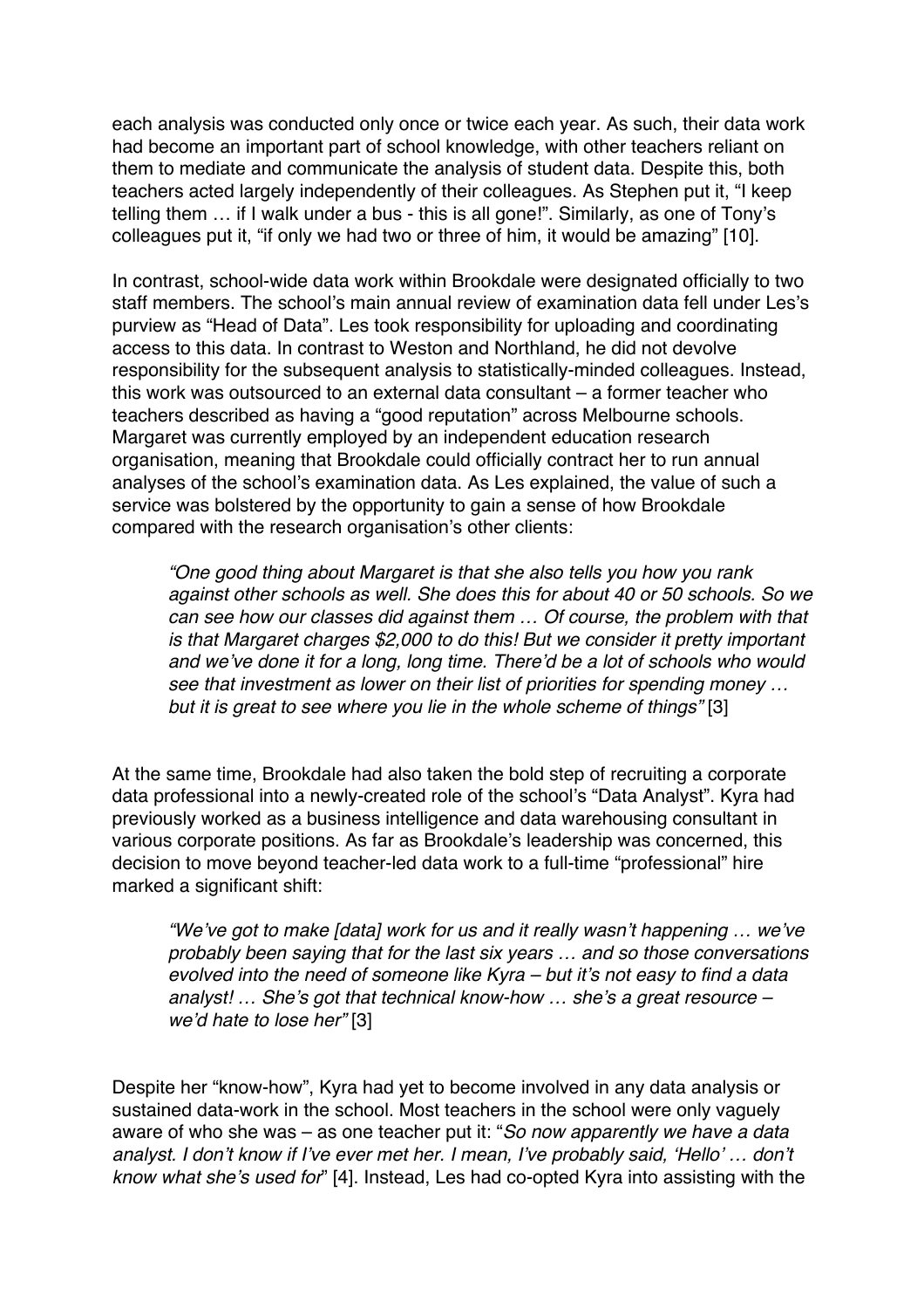each analysis was conducted only once or twice each year. As such, their data work had become an important part of school knowledge, with other teachers reliant on them to mediate and communicate the analysis of student data. Despite this, both teachers acted largely independently of their colleagues. As Stephen put it, "I keep telling them … if I walk under a bus - this is all gone!". Similarly, as one of Tony's colleagues put it, "if only we had two or three of him, it would be amazing" [10].

In contrast, school-wide data work within Brookdale were designated officially to two staff members. The school's main annual review of examination data fell under Les's purview as "Head of Data". Les took responsibility for uploading and coordinating access to this data. In contrast to Weston and Northland, he did not devolve responsibility for the subsequent analysis to statistically-minded colleagues. Instead, this work was outsourced to an external data consultant – a former teacher who teachers described as having a "good reputation" across Melbourne schools. Margaret was currently employed by an independent education research organisation, meaning that Brookdale could officially contract her to run annual analyses of the school's examination data. As Les explained, the value of such a service was bolstered by the opportunity to gain a sense of how Brookdale compared with the research organisation's other clients:

> *"One good thing about Margaret is that she also tells you how you rank against other schools as well. She does this for about 40 or 50 schools. So we can see how our classes did against them … Of course, the problem with that is that Margaret charges $2,000 to do this! But we consider it pretty important and we've done it for a long, long time. There'd be a lot of schools who would see that investment as lower on their list of priorities for spending money … but it is great to see where you lie in the whole scheme of things"* [3]

At the same time, Brookdale had also taken the bold step of recruiting a corporate data professional into a newly-created role of the school's "Data Analyst". Kyra had previously worked as a business intelligence and data warehousing consultant in various corporate positions. As far as Brookdale's leadership was concerned, this decision to move beyond teacher-led data work to a full-time "professional" hire marked a significant shift:

> *"We've got to make [data] work for us and it really wasn't happening … we've probably been saying that for the last six years … and so those conversations evolved into the need of someone like Kyra – but it's not easy to find a data analyst! … She's got that technical know-how … she's a great resource – we'd hate to lose her"* [3]

Despite her "know-how", Kyra had yet to become involved in any data analysis or sustained data-work in the school. Most teachers in the school were only vaguely aware of who she was – as one teacher put it: "*So now apparently we have a data analyst. I don't know if I've ever met her. I mean, I've probably said, 'Hello' … don't know what she's used for*" [4]. Instead, Les had co-opted Kyra into assisting with the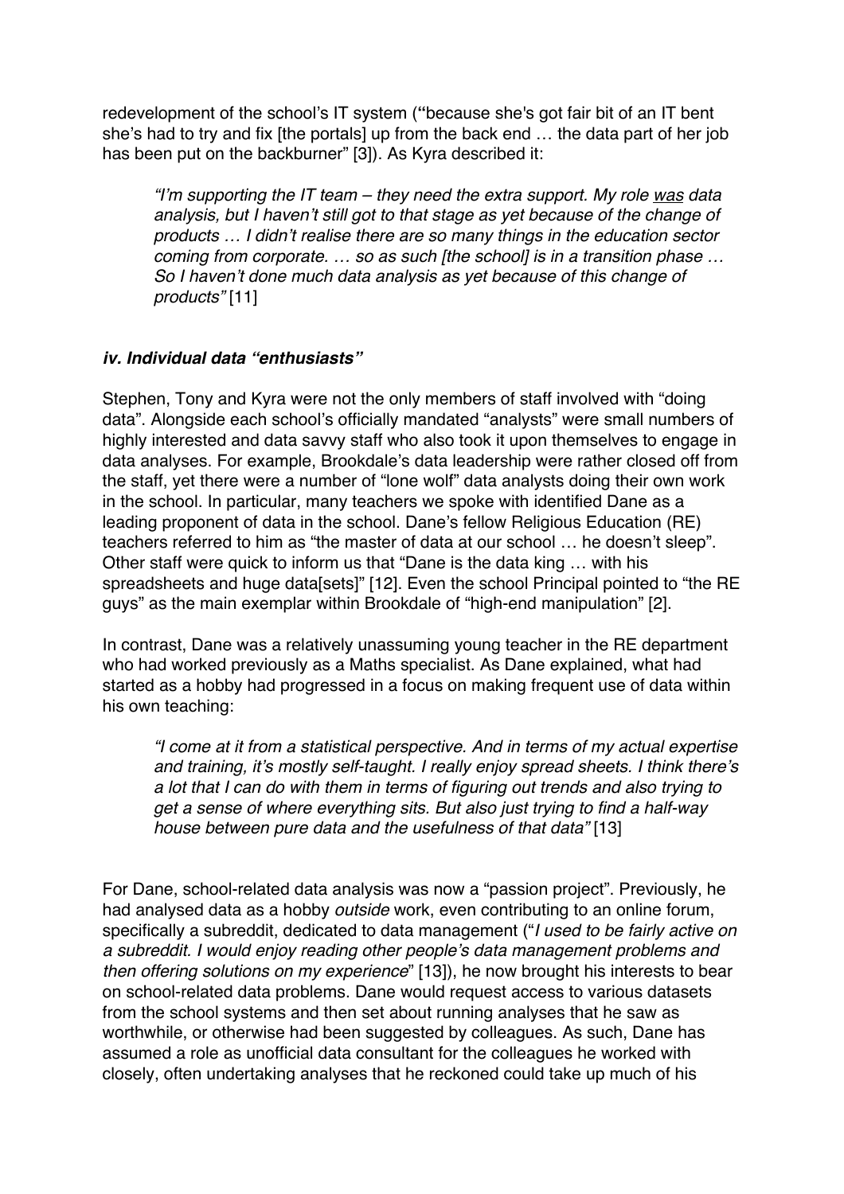redevelopment of the school's IT system ("because she's got fair bit of an IT bent she's had to try and fix [the portals] up from the back end … the data part of her job has been put on the backburner" [3]). As Kyra described it:

> *"I'm supporting the IT team – they need the extra support. My role was data analysis, but I haven't still got to that stage as yet because of the change of products … I didn't realise there are so many things in the education sector coming from corporate. … so as such [the school] is in a transition phase … So I haven't done much data analysis as yet because of this change of products"* [11]

### *iv. Individual data "enthusiasts"*

Stephen, Tony and Kyra were not the only members of staff involved with "doing data". Alongside each school's officially mandated "analysts" were small numbers of highly interested and data savvy staff who also took it upon themselves to engage in data analyses. For example, Brookdale's data leadership were rather closed off from the staff, yet there were a number of "lone wolf" data analysts doing their own work in the school. In particular, many teachers we spoke with identified Dane as a leading proponent of data in the school. Dane's fellow Religious Education (RE) teachers referred to him as "the master of data at our school … he doesn't sleep". Other staff were quick to inform us that "Dane is the data king … with his spreadsheets and huge data[sets]" [12]. Even the school Principal pointed to "the RE guys" as the main exemplar within Brookdale of "high-end manipulation" [2].

In contrast, Dane was a relatively unassuming young teacher in the RE department who had worked previously as a Maths specialist. As Dane explained, what had started as a hobby had progressed in a focus on making frequent use of data within his own teaching:

> *"I come at it from a statistical perspective. And in terms of my actual expertise and training, it's mostly self-taught. I really enjoy spread sheets. I think there's a lot that I can do with them in terms of figuring out trends and also trying to get a sense of where everything sits. But also just trying to find a half-way house between pure data and the usefulness of that data"* [13]

For Dane, school-related data analysis was now a "passion project". Previously, he had analysed data as a hobby *outside* work, even contributing to an online forum, specifically a subreddit, dedicated to data management ("*I used to be fairly active on a subreddit. I would enjoy reading other people's data management problems and then offering solutions on my experience*" [13]), he now brought his interests to bear on school-related data problems. Dane would request access to various datasets from the school systems and then set about running analyses that he saw as worthwhile, or otherwise had been suggested by colleagues. As such, Dane has assumed a role as unofficial data consultant for the colleagues he worked with closely, often undertaking analyses that he reckoned could take up much of his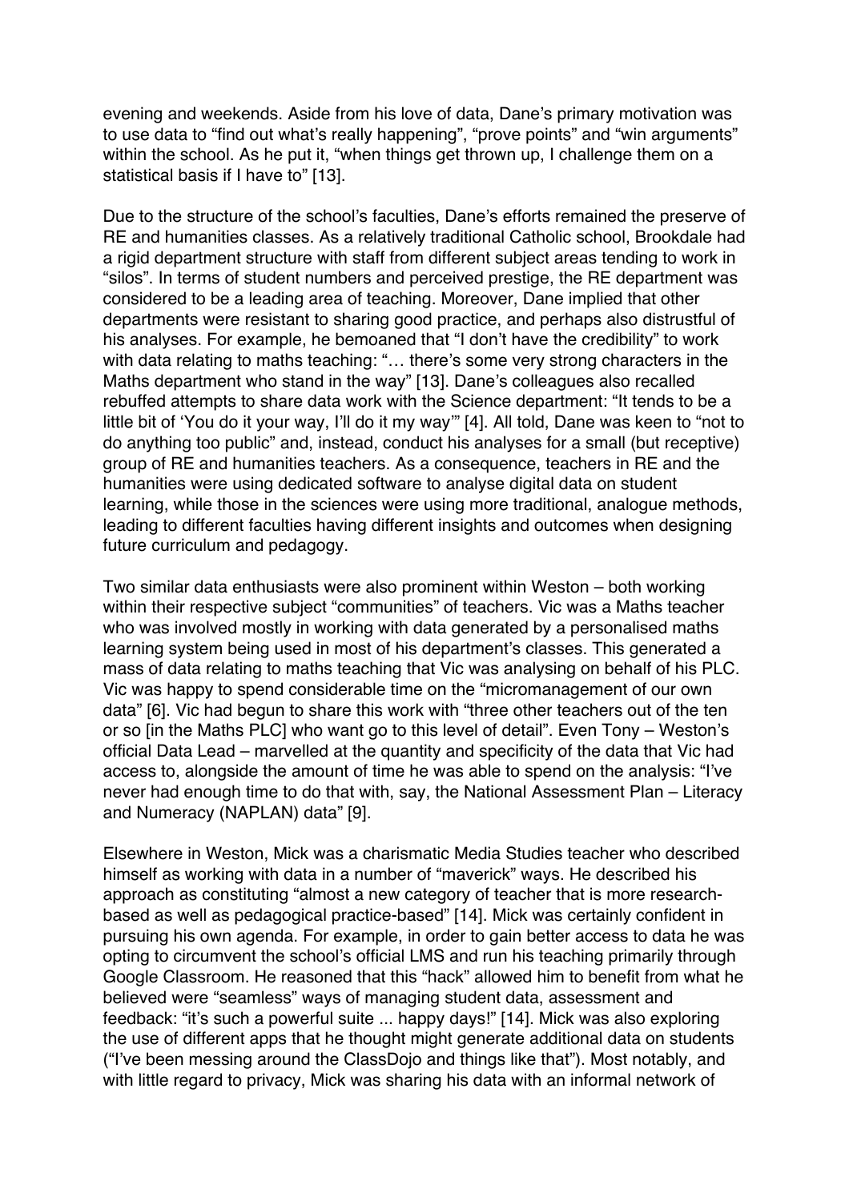evening and weekends. Aside from his love of data, Dane's primary motivation was to use data to "find out what's really happening", "prove points" and "win arguments" within the school. As he put it, "when things get thrown up, I challenge them on a statistical basis if I have to" [13].

Due to the structure of the school's faculties, Dane's efforts remained the preserve of RE and humanities classes. As a relatively traditional Catholic school, Brookdale had a rigid department structure with staff from different subject areas tending to work in "silos". In terms of student numbers and perceived prestige, the RE department was considered to be a leading area of teaching. Moreover, Dane implied that other departments were resistant to sharing good practice, and perhaps also distrustful of his analyses. For example, he bemoaned that "I don't have the credibility" to work with data relating to maths teaching: "… there's some very strong characters in the Maths department who stand in the way" [13]. Dane's colleagues also recalled rebuffed attempts to share data work with the Science department: "It tends to be a little bit of 'You do it your way, I'll do it my way'" [4]. All told, Dane was keen to "not to do anything too public" and, instead, conduct his analyses for a small (but receptive) group of RE and humanities teachers. As a consequence, teachers in RE and the humanities were using dedicated software to analyse digital data on student learning, while those in the sciences were using more traditional, analogue methods, leading to different faculties having different insights and outcomes when designing future curriculum and pedagogy.

Two similar data enthusiasts were also prominent within Weston – both working within their respective subject "communities" of teachers. Vic was a Maths teacher who was involved mostly in working with data generated by a personalised maths learning system being used in most of his department's classes. This generated a mass of data relating to maths teaching that Vic was analysing on behalf of his PLC. Vic was happy to spend considerable time on the "micromanagement of our own data" [6]. Vic had begun to share this work with "three other teachers out of the ten or so [in the Maths PLC] who want go to this level of detail". Even Tony – Weston's official Data Lead – marvelled at the quantity and specificity of the data that Vic had access to, alongside the amount of time he was able to spend on the analysis: "I've never had enough time to do that with, say, the National Assessment Plan – Literacy and Numeracy (NAPLAN) data" [9].

Elsewhere in Weston, Mick was a charismatic Media Studies teacher who described himself as working with data in a number of "maverick" ways. He described his approach as constituting "almost a new category of teacher that is more research-based as well as pedagogical practice-based" [14]. Mick was certainly confident in pursuing his own agenda. For example, in order to gain better access to data he was opting to circumvent the school's official LMS and run his teaching primarily through Google Classroom. He reasoned that this "hack" allowed him to benefit from what he believed were "seamless" ways of managing student data, assessment and feedback: "it's such a powerful suite ... happy days!" [14]. Mick was also exploring the use of different apps that he thought might generate additional data on students ("I've been messing around the ClassDojo and things like that"). Most notably, and with little regard to privacy, Mick was sharing his data with an informal network of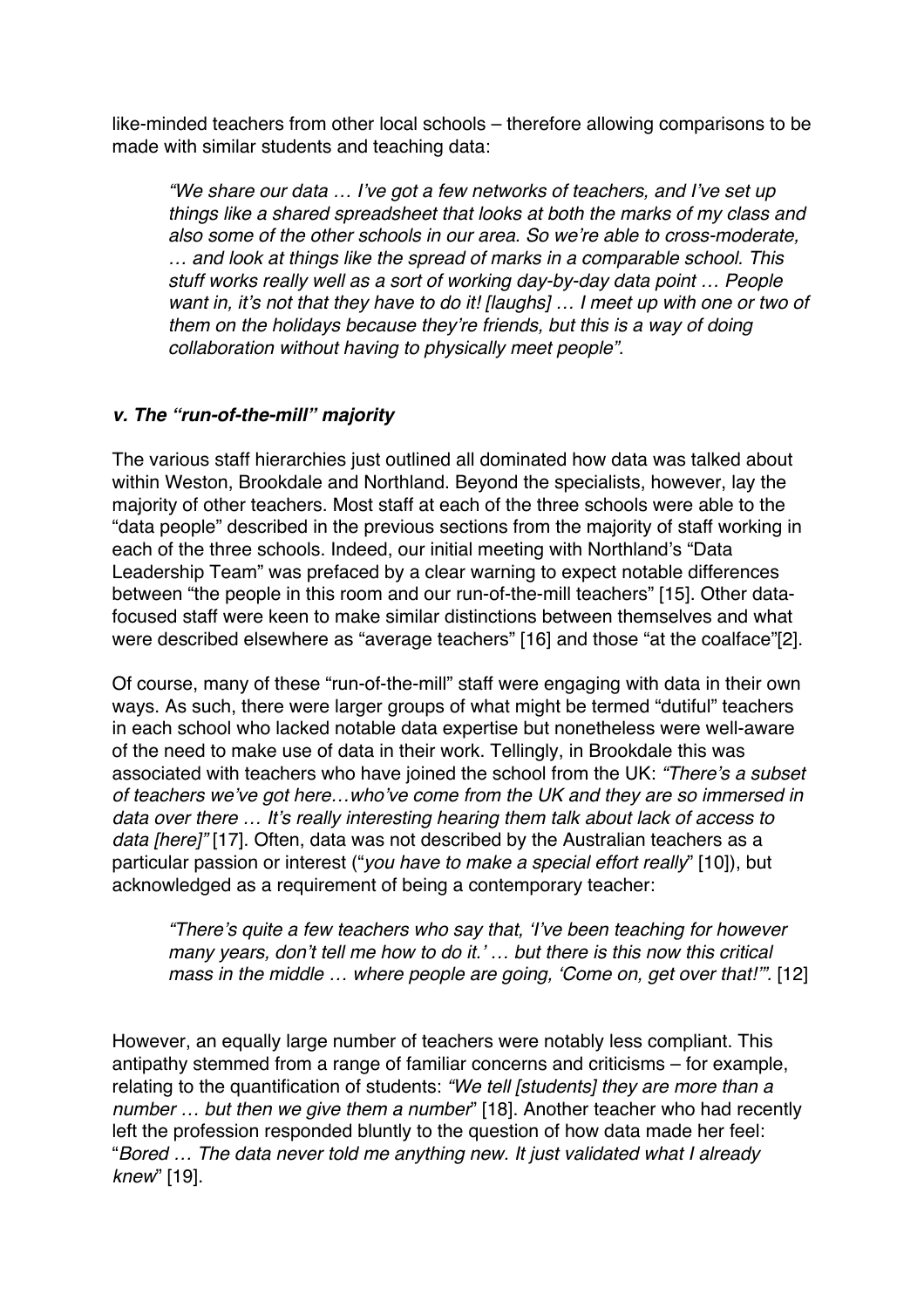like-minded teachers from other local schools – therefore allowing comparisons to be made with similar students and teaching data:

> *"We share our data … I've got a few networks of teachers, and I've set up things like a shared spreadsheet that looks at both the marks of my class and also some of the other schools in our area. So we're able to cross-moderate, … and look at things like the spread of marks in a comparable school. This stuff works really well as a sort of working day-by-day data point … People want in, it's not that they have to do it! [laughs] … I meet up with one or two of them on the holidays because they're friends, but this is a way of doing collaboration without having to physically meet people"*.

### *v. The "run-of-the-mill" majority*

The various staff hierarchies just outlined all dominated how data was talked about within Weston, Brookdale and Northland. Beyond the specialists, however, lay the majority of other teachers. Most staff at each of the three schools were able to the "data people" described in the previous sections from the majority of staff working in each of the three schools. Indeed, our initial meeting with Northland's "Data Leadership Team" was prefaced by a clear warning to expect notable differences between "the people in this room and our run-of-the-mill teachers" [15]. Other data-focused staff were keen to make similar distinctions between themselves and what were described elsewhere as "average teachers" [16] and those "at the coalface"[2].

Of course, many of these "run-of-the-mill" staff were engaging with data in their own ways. As such, there were larger groups of what might be termed "dutiful" teachers in each school who lacked notable data expertise but nonetheless were well-aware of the need to make use of data in their work. Tellingly, in Brookdale this was associated with teachers who have joined the school from the UK: *"There's a subset of teachers we've got here…who've come from the UK and they are so immersed in data over there … It's really interesting hearing them talk about lack of access to data [here]"* [17]. Often, data was not described by the Australian teachers as a particular passion or interest ("*you have to make a special effort really*" [10]), but acknowledged as a requirement of being a contemporary teacher:

> *"There's quite a few teachers who say that, 'I've been teaching for however many years, don't tell me how to do it.' … but there is this now this critical mass in the middle … where people are going, 'Come on, get over that!'"*. [12]

However, an equally large number of teachers were notably less compliant. This antipathy stemmed from a range of familiar concerns and criticisms – for example, relating to the quantification of students: *"We tell [students] they are more than a number … but then we give them a number*" [18]. Another teacher who had recently left the profession responded bluntly to the question of how data made her feel: "*Bored … The data never told me anything new. It just validated what I already knew*" [19].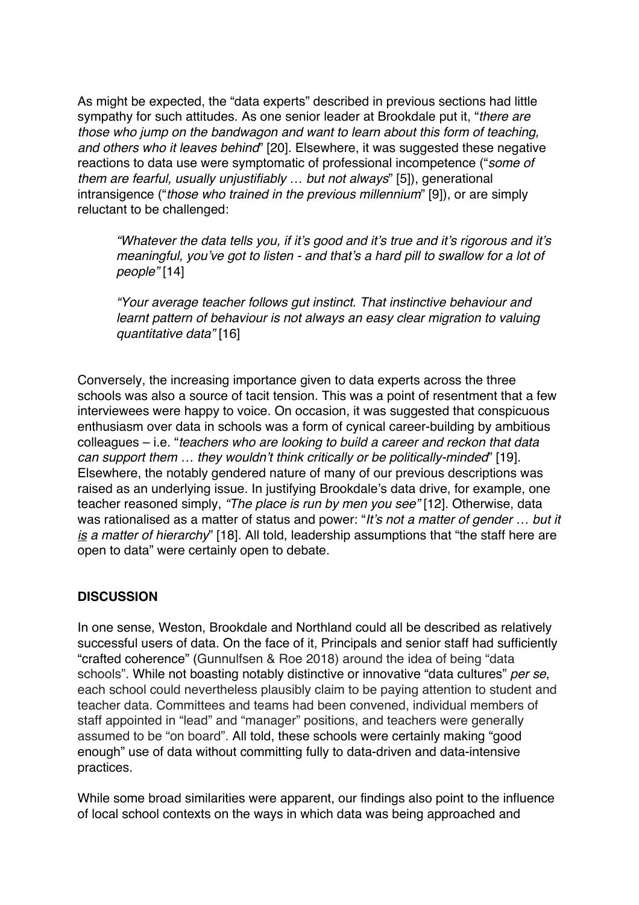As might be expected, the "data experts" described in previous sections had little sympathy for such attitudes. As one senior leader at Brookdale put it, "*there are those who jump on the bandwagon and want to learn about this form of teaching, and others who it leaves behind*" [20]. Elsewhere, it was suggested these negative reactions to data use were symptomatic of professional incompetence ("*some of them are fearful, usually unjustifiably … but not always*" [5]), generational intransigence ("*those who trained in the previous millennium*" [9]), or are simply reluctant to be challenged:

> *"Whatever the data tells you, if it's good and it's true and it's rigorous and it's meaningful, you've got to listen - and that's a hard pill to swallow for a lot of people"* [14]

> *"Your average teacher follows gut instinct. That instinctive behaviour and learnt pattern of behaviour is not always an easy clear migration to valuing quantitative data"* [16]

Conversely, the increasing importance given to data experts across the three schools was also a source of tacit tension. This was a point of resentment that a few interviewees were happy to voice. On occasion, it was suggested that conspicuous enthusiasm over data in schools was a form of cynical career-building by ambitious colleagues – i.e. "*teachers who are looking to build a career and reckon that data can support them … they wouldn't think critically or be politically-minded*" [19]. Elsewhere, the notably gendered nature of many of our previous descriptions was raised as an underlying issue. In justifying Brookdale's data drive, for example, one teacher reasoned simply, *"The place is run by men you see"* [12]. Otherwise, data was rationalised as a matter of status and power: "*It's not a matter of gender … but it is a matter of hierarchy*" [18]. All told, leadership assumptions that "the staff here are open to data" were certainly open to debate.

## DISCUSSION

In one sense, Weston, Brookdale and Northland could all be described as relatively successful users of data. On the face of it, Principals and senior staff had sufficiently "crafted coherence" (Gunnulfsen & Roe 2018) around the idea of being "data schools". While not boasting notably distinctive or innovative "data cultures" *per se*, each school could nevertheless plausibly claim to be paying attention to student and teacher data. Committees and teams had been convened, individual members of staff appointed in "lead" and "manager" positions, and teachers were generally assumed to be "on board". All told, these schools were certainly making "good enough" use of data without committing fully to data-driven and data-intensive practices.

While some broad similarities were apparent, our findings also point to the influence of local school contexts on the ways in which data was being approached and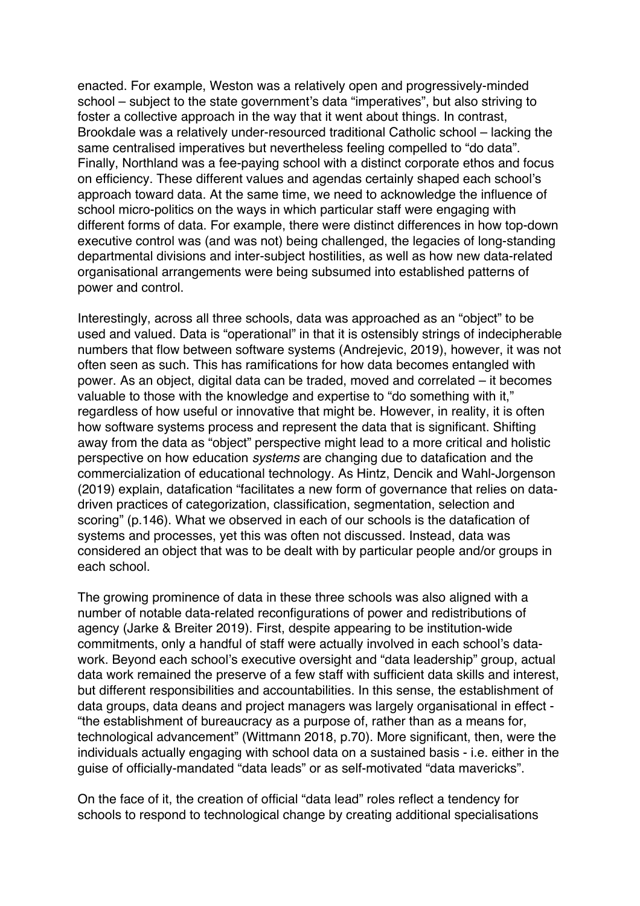enacted. For example, Weston was a relatively open and progressively-minded school – subject to the state government's data "imperatives", but also striving to foster a collective approach in the way that it went about things. In contrast, Brookdale was a relatively under-resourced traditional Catholic school – lacking the same centralised imperatives but nevertheless feeling compelled to "do data". Finally, Northland was a fee-paying school with a distinct corporate ethos and focus on efficiency. These different values and agendas certainly shaped each school's approach toward data. At the same time, we need to acknowledge the influence of school micro-politics on the ways in which particular staff were engaging with different forms of data. For example, there were distinct differences in how top-down executive control was (and was not) being challenged, the legacies of long-standing departmental divisions and inter-subject hostilities, as well as how new data-related organisational arrangements were being subsumed into established patterns of power and control.

Interestingly, across all three schools, data was approached as an "object" to be used and valued. Data is "operational" in that it is ostensibly strings of indecipherable numbers that flow between software systems (Andrejevic, 2019), however, it was not often seen as such. This has ramifications for how data becomes entangled with power. As an object, digital data can be traded, moved and correlated – it becomes valuable to those with the knowledge and expertise to "do something with it," regardless of how useful or innovative that might be. However, in reality, it is often how software systems process and represent the data that is significant. Shifting away from the data as "object" perspective might lead to a more critical and holistic perspective on how education *systems* are changing due to datafication and the commercialization of educational technology. As Hintz, Dencik and Wahl-Jorgenson (2019) explain, datafication "facilitates a new form of governance that relies on data-driven practices of categorization, classification, segmentation, selection and scoring" (p.146). What we observed in each of our schools is the datafication of systems and processes, yet this was often not discussed. Instead, data was considered an object that was to be dealt with by particular people and/or groups in each school.

The growing prominence of data in these three schools was also aligned with a number of notable data-related reconfigurations of power and redistributions of agency (Jarke & Breiter 2019). First, despite appearing to be institution-wide commitments, only a handful of staff were actually involved in each school's data-work. Beyond each school's executive oversight and "data leadership" group, actual data work remained the preserve of a few staff with sufficient data skills and interest, but different responsibilities and accountabilities. In this sense, the establishment of data groups, data deans and project managers was largely organisational in effect - "the establishment of bureaucracy as a purpose of, rather than as a means for, technological advancement" (Wittmann 2018, p.70). More significant, then, were the individuals actually engaging with school data on a sustained basis - i.e. either in the guise of officially-mandated "data leads" or as self-motivated "data mavericks".

On the face of it, the creation of official "data lead" roles reflect a tendency for schools to respond to technological change by creating additional specialisations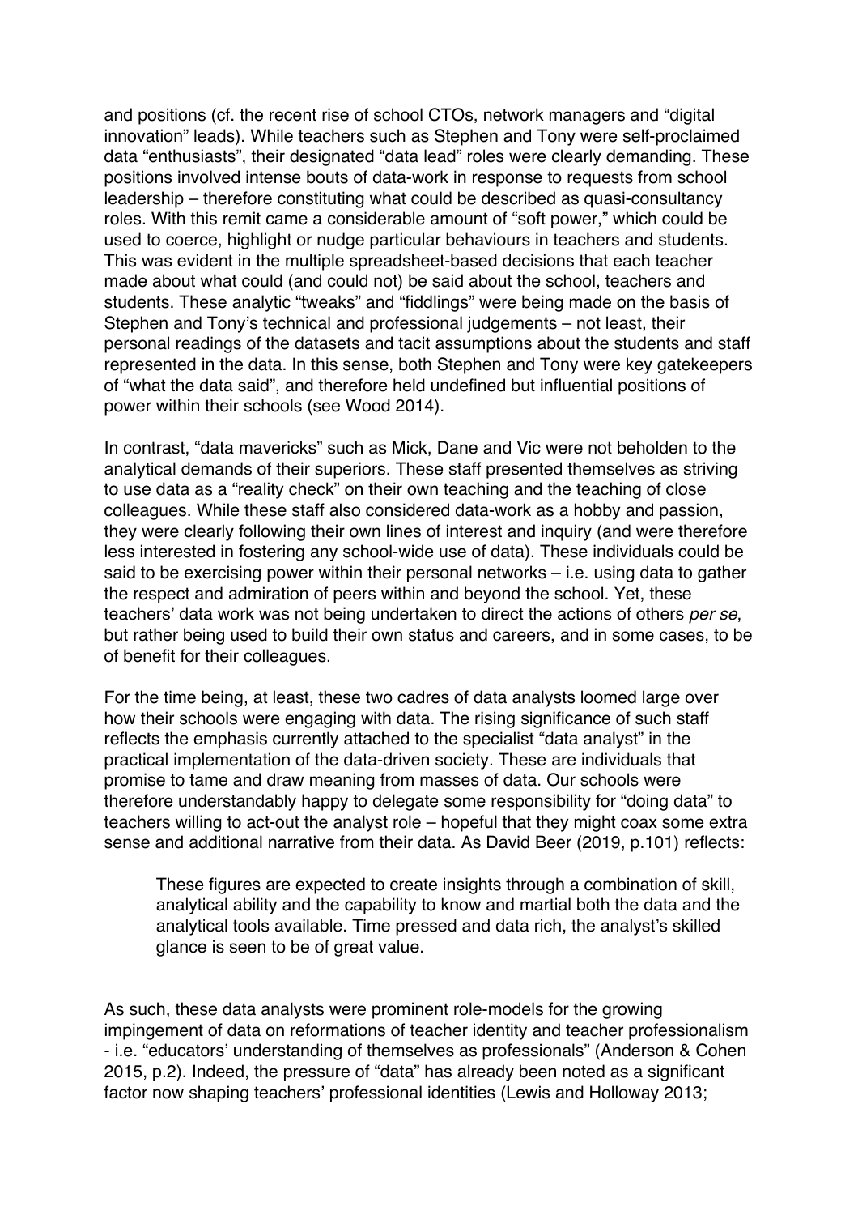and positions (cf. the recent rise of school CTOs, network managers and "digital innovation" leads). While teachers such as Stephen and Tony were self-proclaimed data "enthusiasts", their designated "data lead" roles were clearly demanding. These positions involved intense bouts of data-work in response to requests from school leadership – therefore constituting what could be described as quasi-consultancy roles. With this remit came a considerable amount of "soft power," which could be used to coerce, highlight or nudge particular behaviours in teachers and students. This was evident in the multiple spreadsheet-based decisions that each teacher made about what could (and could not) be said about the school, teachers and students. These analytic "tweaks" and "fiddlings" were being made on the basis of Stephen and Tony's technical and professional judgements – not least, their personal readings of the datasets and tacit assumptions about the students and staff represented in the data. In this sense, both Stephen and Tony were key gatekeepers of "what the data said", and therefore held undefined but influential positions of power within their schools (see Wood 2014).

In contrast, "data mavericks" such as Mick, Dane and Vic were not beholden to the analytical demands of their superiors. These staff presented themselves as striving to use data as a "reality check" on their own teaching and the teaching of close colleagues. While these staff also considered data-work as a hobby and passion, they were clearly following their own lines of interest and inquiry (and were therefore less interested in fostering any school-wide use of data). These individuals could be said to be exercising power within their personal networks – i.e. using data to gather the respect and admiration of peers within and beyond the school. Yet, these teachers' data work was not being undertaken to direct the actions of others *per se*, but rather being used to build their own status and careers, and in some cases, to be of benefit for their colleagues.

For the time being, at least, these two cadres of data analysts loomed large over how their schools were engaging with data. The rising significance of such staff reflects the emphasis currently attached to the specialist "data analyst" in the practical implementation of the data-driven society. These are individuals that promise to tame and draw meaning from masses of data. Our schools were therefore understandably happy to delegate some responsibility for "doing data" to teachers willing to act-out the analyst role – hopeful that they might coax some extra sense and additional narrative from their data. As David Beer (2019, p.101) reflects:

> These figures are expected to create insights through a combination of skill, analytical ability and the capability to know and martial both the data and the analytical tools available. Time pressed and data rich, the analyst's skilled glance is seen to be of great value.

As such, these data analysts were prominent role-models for the growing impingement of data on reformations of teacher identity and teacher professionalism - i.e. "educators' understanding of themselves as professionals" (Anderson & Cohen 2015, p.2). Indeed, the pressure of "data" has already been noted as a significant factor now shaping teachers' professional identities (Lewis and Holloway 2013;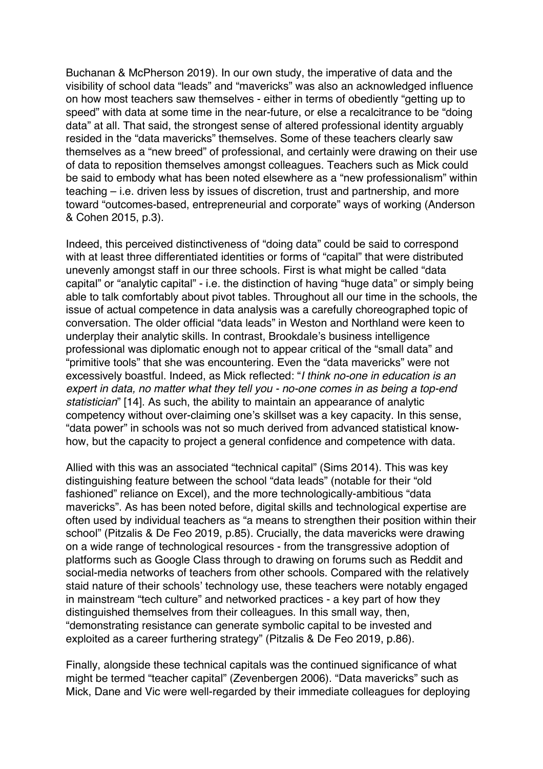Buchanan & McPherson 2019). In our own study, the imperative of data and the visibility of school data "leads" and "mavericks" was also an acknowledged influence on how most teachers saw themselves - either in terms of obediently "getting up to speed" with data at some time in the near-future, or else a recalcitrance to be "doing data" at all. That said, the strongest sense of altered professional identity arguably resided in the "data mavericks" themselves. Some of these teachers clearly saw themselves as a "new breed" of professional, and certainly were drawing on their use of data to reposition themselves amongst colleagues. Teachers such as Mick could be said to embody what has been noted elsewhere as a "new professionalism" within teaching – i.e. driven less by issues of discretion, trust and partnership, and more toward "outcomes-based, entrepreneurial and corporate" ways of working (Anderson & Cohen 2015, p.3).

Indeed, this perceived distinctiveness of "doing data" could be said to correspond with at least three differentiated identities or forms of "capital" that were distributed unevenly amongst staff in our three schools. First is what might be called "data capital" or "analytic capital" - i.e. the distinction of having "huge data" or simply being able to talk comfortably about pivot tables. Throughout all our time in the schools, the issue of actual competence in data analysis was a carefully choreographed topic of conversation. The older official "data leads" in Weston and Northland were keen to underplay their analytic skills. In contrast, Brookdale's business intelligence professional was diplomatic enough not to appear critical of the "small data" and "primitive tools" that she was encountering. Even the "data mavericks" were not excessively boastful. Indeed, as Mick reflected: "*I think no-one in education is an expert in data, no matter what they tell you - no-one comes in as being a top-end statistician*" [14]. As such, the ability to maintain an appearance of analytic competency without over-claiming one's skillset was a key capacity. In this sense, "data power" in schools was not so much derived from advanced statistical know-how, but the capacity to project a general confidence and competence with data.

Allied with this was an associated "technical capital" (Sims 2014). This was key distinguishing feature between the school "data leads" (notable for their "old fashioned" reliance on Excel), and the more technologically-ambitious "data mavericks". As has been noted before, digital skills and technological expertise are often used by individual teachers as "a means to strengthen their position within their school" (Pitzalis & De Feo 2019, p.85). Crucially, the data mavericks were drawing on a wide range of technological resources - from the transgressive adoption of platforms such as Google Class through to drawing on forums such as Reddit and social-media networks of teachers from other schools. Compared with the relatively staid nature of their schools' technology use, these teachers were notably engaged in mainstream "tech culture" and networked practices - a key part of how they distinguished themselves from their colleagues. In this small way, then, "demonstrating resistance can generate symbolic capital to be invested and exploited as a career furthering strategy" (Pitzalis & De Feo 2019, p.86).

Finally, alongside these technical capitals was the continued significance of what might be termed "teacher capital" (Zevenbergen 2006). "Data mavericks" such as Mick, Dane and Vic were well-regarded by their immediate colleagues for deploying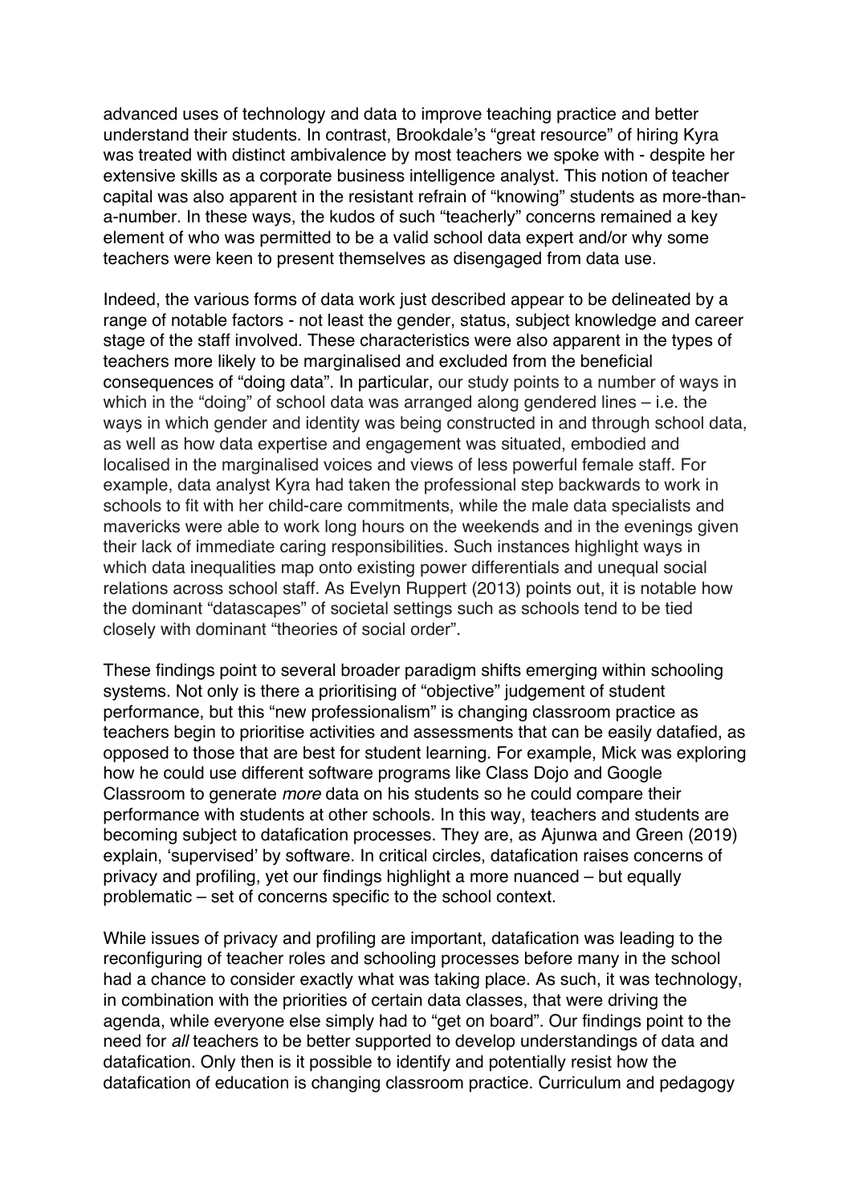advanced uses of technology and data to improve teaching practice and better understand their students. In contrast, Brookdale's "great resource" of hiring Kyra was treated with distinct ambivalence by most teachers we spoke with - despite her extensive skills as a corporate business intelligence analyst. This notion of teacher capital was also apparent in the resistant refrain of "knowing" students as more-than-a-number. In these ways, the kudos of such "teacherly" concerns remained a key element of who was permitted to be a valid school data expert and/or why some teachers were keen to present themselves as disengaged from data use.

Indeed, the various forms of data work just described appear to be delineated by a range of notable factors - not least the gender, status, subject knowledge and career stage of the staff involved. These characteristics were also apparent in the types of teachers more likely to be marginalised and excluded from the beneficial consequences of "doing data". In particular, our study points to a number of ways in which in the "doing" of school data was arranged along gendered lines – i.e. the ways in which gender and identity was being constructed in and through school data, as well as how data expertise and engagement was situated, embodied and localised in the marginalised voices and views of less powerful female staff. For example, data analyst Kyra had taken the professional step backwards to work in schools to fit with her child-care commitments, while the male data specialists and mavericks were able to work long hours on the weekends and in the evenings given their lack of immediate caring responsibilities. Such instances highlight ways in which data inequalities map onto existing power differentials and unequal social relations across school staff. As Evelyn Ruppert (2013) points out, it is notable how the dominant "datascapes" of societal settings such as schools tend to be tied closely with dominant "theories of social order".

These findings point to several broader paradigm shifts emerging within schooling systems. Not only is there a prioritising of "objective" judgement of student performance, but this "new professionalism" is changing classroom practice as teachers begin to prioritise activities and assessments that can be easily datafied, as opposed to those that are best for student learning. For example, Mick was exploring how he could use different software programs like Class Dojo and Google Classroom to generate *more* data on his students so he could compare their performance with students at other schools. In this way, teachers and students are becoming subject to datafication processes. They are, as Ajunwa and Green (2019) explain, 'supervised' by software. In critical circles, datafication raises concerns of privacy and profiling, yet our findings highlight a more nuanced – but equally problematic – set of concerns specific to the school context.

While issues of privacy and profiling are important, datafication was leading to the reconfiguring of teacher roles and schooling processes before many in the school had a chance to consider exactly what was taking place. As such, it was technology, in combination with the priorities of certain data classes, that were driving the agenda, while everyone else simply had to "get on board". Our findings point to the need for *all* teachers to be better supported to develop understandings of data and datafication. Only then is it possible to identify and potentially resist how the datafication of education is changing classroom practice. Curriculum and pedagogy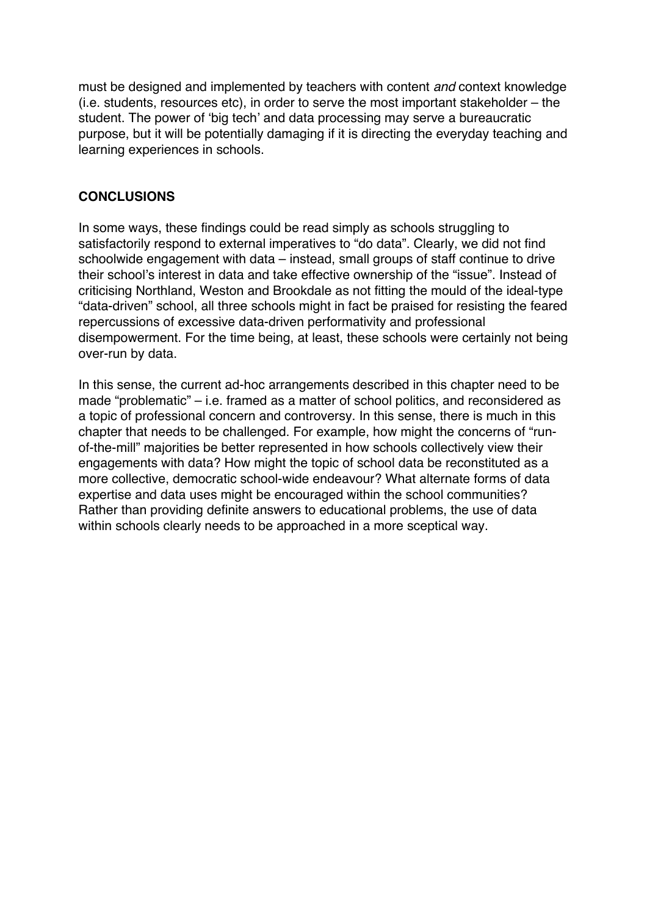must be designed and implemented by teachers with content *and* context knowledge (i.e. students, resources etc), in order to serve the most important stakeholder – the student. The power of 'big tech' and data processing may serve a bureaucratic purpose, but it will be potentially damaging if it is directing the everyday teaching and learning experiences in schools.

## CONCLUSIONS

In some ways, these findings could be read simply as schools struggling to satisfactorily respond to external imperatives to "do data". Clearly, we did not find schoolwide engagement with data – instead, small groups of staff continue to drive their school's interest in data and take effective ownership of the "issue". Instead of criticising Northland, Weston and Brookdale as not fitting the mould of the ideal-type "data-driven" school, all three schools might in fact be praised for resisting the feared repercussions of excessive data-driven performativity and professional disempowerment. For the time being, at least, these schools were certainly not being over-run by data.

In this sense, the current ad-hoc arrangements described in this chapter need to be made "problematic" – i.e. framed as a matter of school politics, and reconsidered as a topic of professional concern and controversy. In this sense, there is much in this chapter that needs to be challenged. For example, how might the concerns of "run-of-the-mill" majorities be better represented in how schools collectively view their engagements with data? How might the topic of school data be reconstituted as a more collective, democratic school-wide endeavour? What alternate forms of data expertise and data uses might be encouraged within the school communities? Rather than providing definite answers to educational problems, the use of data within schools clearly needs to be approached in a more sceptical way.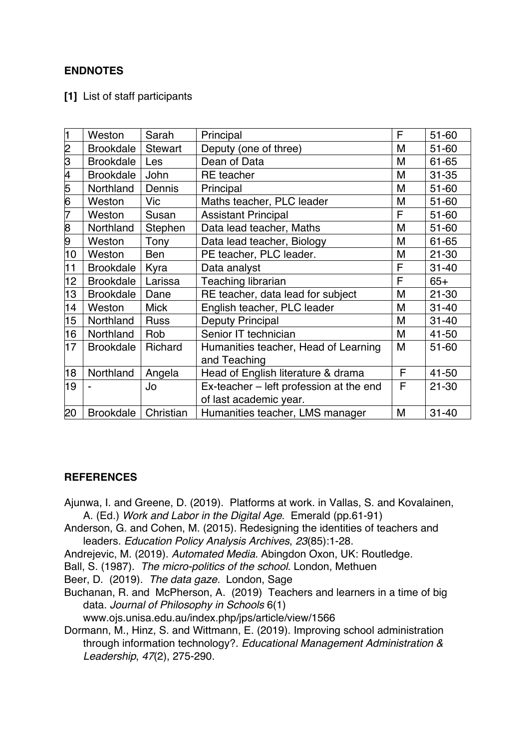## ENDNOTES

**[1]** List of staff participants

| | | | | | |
|---|---|---|---|---|---|
| 1 | Weston | Sarah | Principal | F | 51-60 |
| 2 | Brookdale | Stewart | Deputy (one of three) | M | 51-60 |
| 3 | Brookdale | Les | Dean of Data | M | 61-65 |
| 4 | Brookdale | John | RE teacher | M | 31-35 |
| 5 | Northland | Dennis | Principal | M | 51-60 |
| 6 | Weston | Vic | Maths teacher, PLC leader | M | 51-60 |
| 7 | Weston | Susan | Assistant Principal | F | 51-60 |
| 8 | Northland | Stephen | Data lead teacher, Maths | M | 51-60 |
| 9 | Weston | Tony | Data lead teacher, Biology | M | 61-65 |
| 10 | Weston | Ben | PE teacher, PLC leader. | M | 21-30 |
| 11 | Brookdale | Kyra | Data analyst | F | 31-40 |
| 12 | Brookdale | Larissa | Teaching librarian | F | 65+ |
| 13 | Brookdale | Dane | RE teacher, data lead for subject | M | 21-30 |
| 14 | Weston | Mick | English teacher, PLC leader | M | 31-40 |
| 15 | Northland | Russ | Deputy Principal | M | 31-40 |
| 16 | Northland | Rob | Senior IT technician | M | 41-50 |
| 17 | Brookdale | Richard | Humanities teacher, Head of Learning and Teaching | M | 51-60 |
| 18 | Northland | Angela | Head of English literature & drama | F | 41-50 |
| 19 | - | Jo | Ex-teacher – left profession at the end of last academic year. | F | 21-30 |
| 20 | Brookdale | Christian | Humanities teacher, LMS manager | M | 31-40 |

## REFERENCES

Ajunwa, I. and Greene, D. (2019). Platforms at work. in Vallas, S. and Kovalainen, A. (Ed.) *Work and Labor in the Digital Age*. Emerald (pp.61-91)

Anderson, G. and Cohen, M. (2015). Redesigning the identities of teachers and leaders. *Education Policy Analysis Archives*, *23*(85):1-28.

Andrejevic, M. (2019). *Automated Media*. Abingdon Oxon, UK: Routledge.

Ball, S. (1987). *The micro-politics of the school*. London, Methuen

Beer, D. (2019). *The data gaze.* London, Sage

Buchanan, R. and McPherson, A. (2019) Teachers and learners in a time of big data. *Journal of Philosophy in Schools* 6(1) www.ojs.unisa.edu.au/index.php/jps/article/view/1566

Dormann, M., Hinz, S. and Wittmann, E. (2019). Improving school administration through information technology?. *Educational Management Administration & Leadership*, *47*(2), 275-290.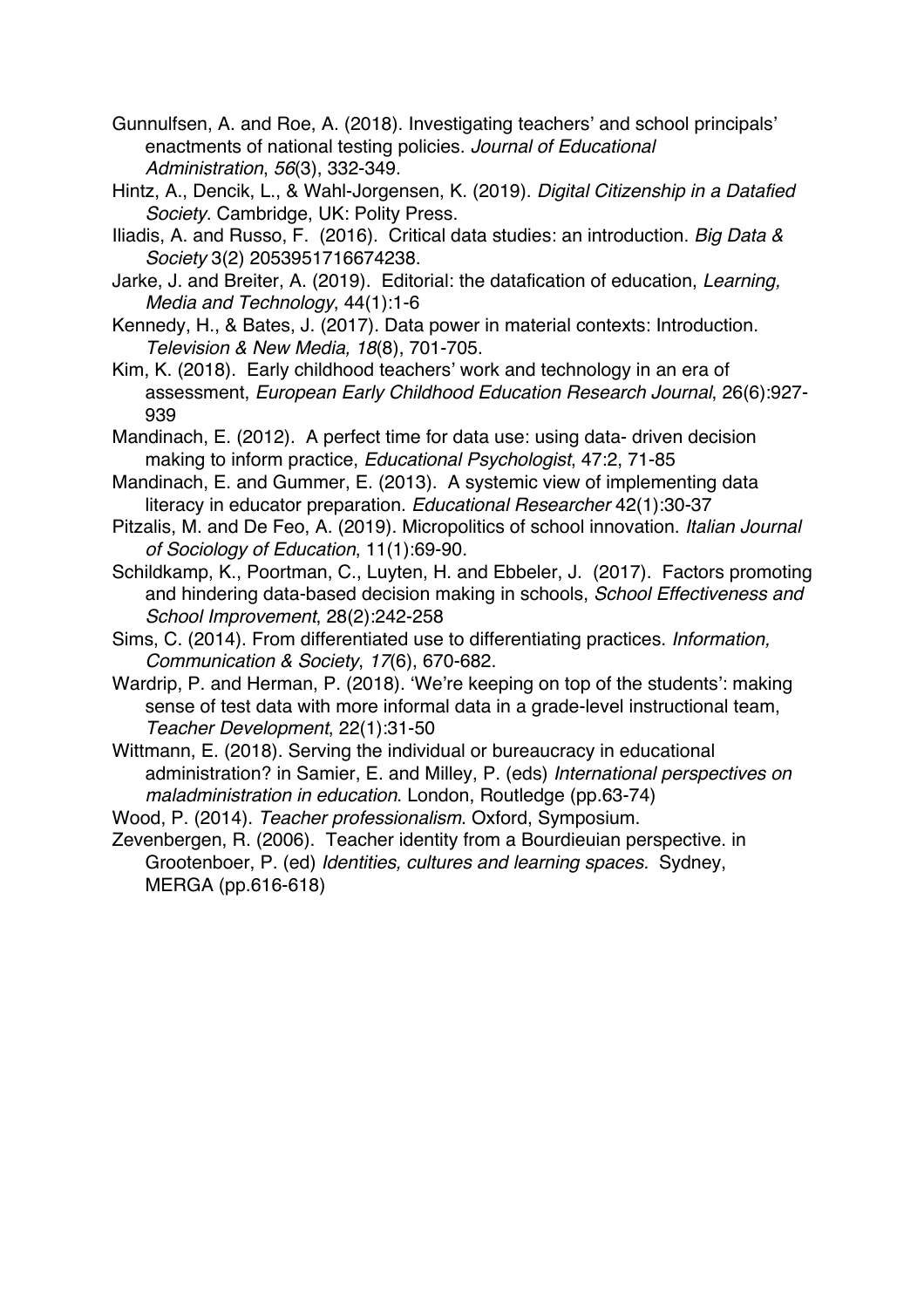Gunnulfsen, A. and Roe, A. (2018). Investigating teachers' and school principals' enactments of national testing policies. *Journal of Educational Administration*, *56*(3), 332-349.

Hintz, A., Dencik, L., & Wahl-Jorgensen, K. (2019). *Digital Citizenship in a Datafied Society*. Cambridge, UK: Polity Press.

Iliadis, A. and Russo, F. (2016). Critical data studies: an introduction. *Big Data & Society* 3(2) 2053951716674238.

Jarke, J. and Breiter, A. (2019). Editorial: the datafication of education, *Learning, Media and Technology*, 44(1):1-6

Kennedy, H., & Bates, J. (2017). Data power in material contexts: Introduction. *Television & New Media, 18*(8), 701-705.

Kim, K. (2018). Early childhood teachers' work and technology in an era of assessment, *European Early Childhood Education Research Journal*, 26(6):927-939

Mandinach, E. (2012). A perfect time for data use: using data- driven decision making to inform practice, *Educational Psychologist*, 47:2, 71-85

Mandinach, E. and Gummer, E. (2013). A systemic view of implementing data literacy in educator preparation. *Educational Researcher* 42(1):30-37

Pitzalis, M. and De Feo, A. (2019). Micropolitics of school innovation. *Italian Journal of Sociology of Education*, 11(1):69-90.

Schildkamp, K., Poortman, C., Luyten, H. and Ebbeler, J. (2017). Factors promoting and hindering data-based decision making in schools, *School Effectiveness and School Improvement*, 28(2):242-258

Sims, C. (2014). From differentiated use to differentiating practices. *Information, Communication & Society*, *17*(6), 670-682.

Wardrip, P. and Herman, P. (2018). 'We're keeping on top of the students': making sense of test data with more informal data in a grade-level instructional team, *Teacher Development*, 22(1):31-50

Wittmann, E. (2018). Serving the individual or bureaucracy in educational administration? in Samier, E. and Milley, P. (eds) *International perspectives on maladministration in education*. London, Routledge (pp.63-74)

Wood, P. (2014). *Teacher professionalism*. Oxford, Symposium.

Zevenbergen, R. (2006). Teacher identity from a Bourdieuian perspective. in Grootenboer, P. (ed) *Identities, cultures and learning spaces.* Sydney, MERGA (pp.616-618)